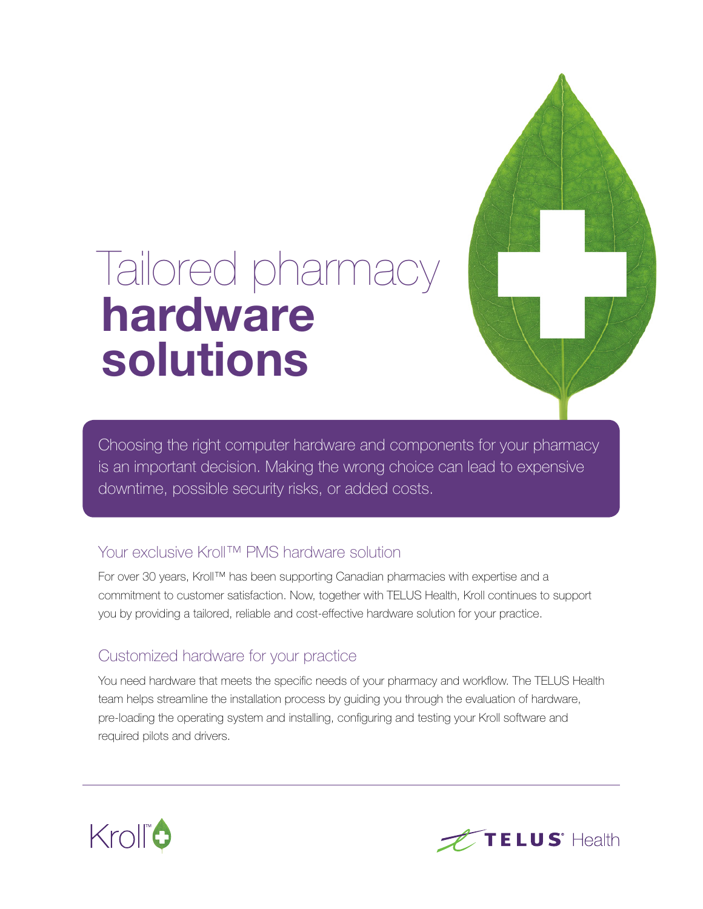# Tailored pharmacy **hardware solutions**

Choosing the right computer hardware and components for your pharmacy is an important decision. Making the wrong choice can lead to expensive downtime, possible security risks, or added costs.

## Your exclusive Kroll™ PMS hardware solution

For over 30 years, Kroll™ has been supporting Canadian pharmacies with expertise and a commitment to customer satisfaction. Now, together with TELUS Health, Kroll continues to support you by providing a tailored, reliable and cost-effective hardware solution for your practice.

## Customized hardware for your practice

You need hardware that meets the specific needs of your pharmacy and workflow. The TELUS Health team helps streamline the installation process by guiding you through the evaluation of hardware, pre-loading the operating system and installing, configuring and testing your Kroll software and required pilots and drivers.

Kroll™

TELUS® Health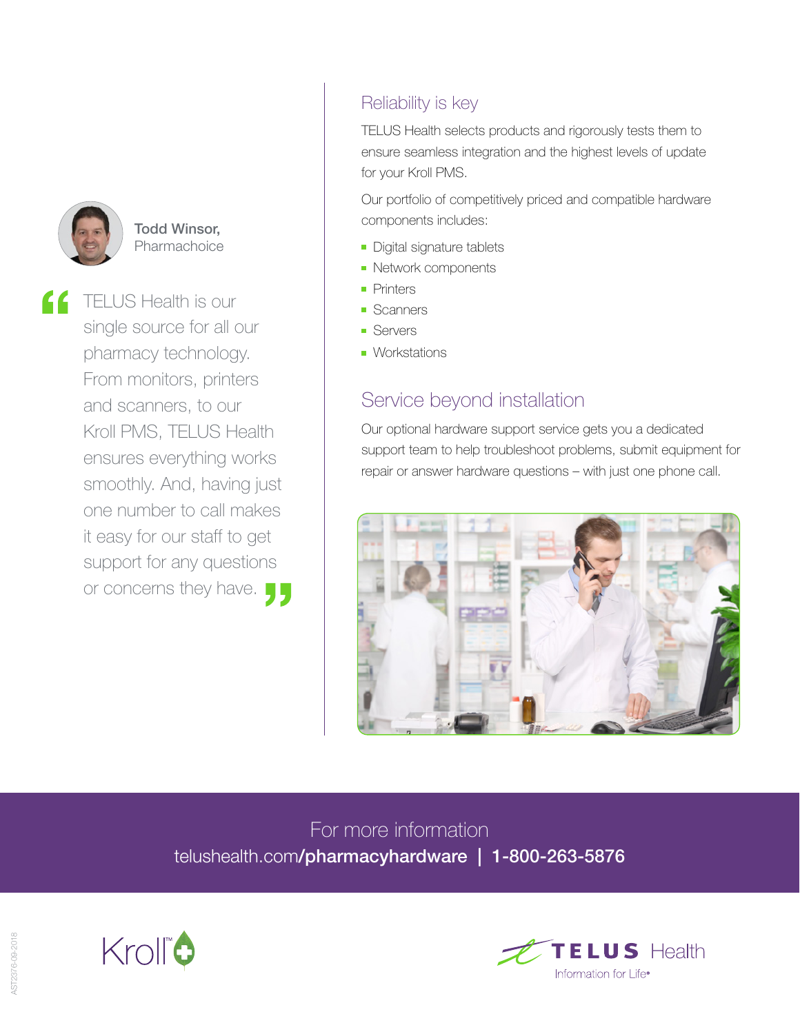**Todd Winsor,**
Pharmachoice

> "TELUS Health is our single source for all our pharmacy technology. From monitors, printers and scanners, to our Kroll PMS, TELUS Health ensures everything works smoothly. And, having just one number to call makes it easy for our staff to get support for any questions or concerns they have."

## Reliability is key

TELUS Health selects products and rigorously tests them to ensure seamless integration and the highest levels of update for your Kroll PMS.

Our portfolio of competitively priced and compatible hardware components includes:

- Digital signature tablets
- Network components
- Printers
- Scanners
- Servers
- Workstations

## Service beyond installation

Our optional hardware support service gets you a dedicated support team to help troubleshoot problems, submit equipment for repair or answer hardware questions – with just one phone call.

For more information
telushealth.com/**pharmacyhardware** | **1-800-263-5876**

Kroll™

TELUS Health
Information for Life®

AST2376-09-2018